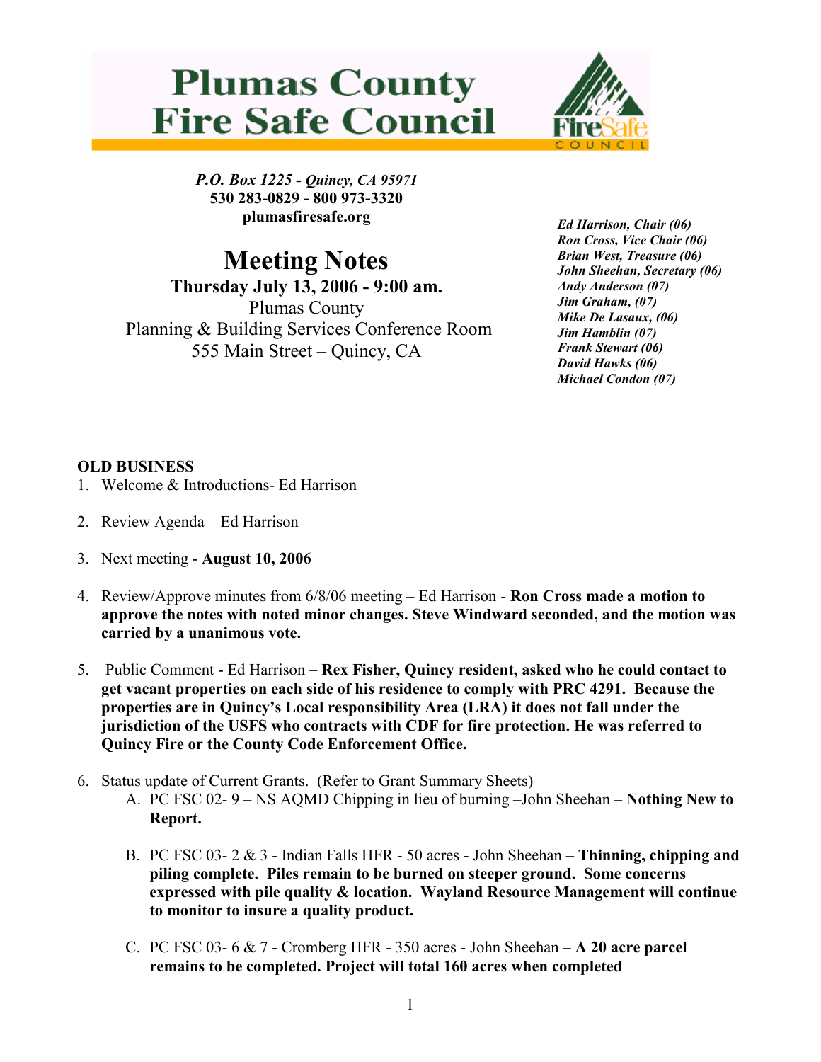# Plumas County Fire Safe Council

***P.O. Box 1225 - Quincy, CA 95971***
**530 283-0829 - 800 973-3320**
**plumasfiresafe.org**

*Ed Harrison, Chair (06)*
*Ron Cross, Vice Chair (06)*
*Brian West, Treasure (06)*
*John Sheehan, Secretary (06)*
*Andy Anderson (07)*
*Jim Graham, (07)*
*Mike De Lasaux, (06)*
*Jim Hamblin (07)*
*Frank Stewart (06)*
*David Hawks (06)*
*Michael Condon (07)*

# Meeting Notes

**Thursday July 13, 2006 - 9:00 am.**
Plumas County
Planning & Building Services Conference Room
555 Main Street – Quincy, CA

## OLD BUSINESS

1. Welcome & Introductions- Ed Harrison

2. Review Agenda – Ed Harrison

3. Next meeting - **August 10, 2006**

4. Review/Approve minutes from 6/8/06 meeting – Ed Harrison - **Ron Cross made a motion to approve the notes with noted minor changes. Steve Windward seconded, and the motion was carried by a unanimous vote.**

5. Public Comment - Ed Harrison – **Rex Fisher, Quincy resident, asked who he could contact to get vacant properties on each side of his residence to comply with PRC 4291. Because the properties are in Quincy's Local responsibility Area (LRA) it does not fall under the jurisdiction of the USFS who contracts with CDF for fire protection. He was referred to Quincy Fire or the County Code Enforcement Office.**

6. Status update of Current Grants. (Refer to Grant Summary Sheets)
   A. PC FSC 02- 9 – NS AQMD Chipping in lieu of burning –John Sheehan – **Nothing New to Report.**

   B. PC FSC 03- 2 & 3 - Indian Falls HFR - 50 acres - John Sheehan – **Thinning, chipping and piling complete. Piles remain to be burned on steeper ground. Some concerns expressed with pile quality & location. Wayland Resource Management will continue to monitor to insure a quality product.**

   C. PC FSC 03- 6 & 7 - Cromberg HFR - 350 acres - John Sheehan – **A 20 acre parcel remains to be completed. Project will total 160 acres when completed**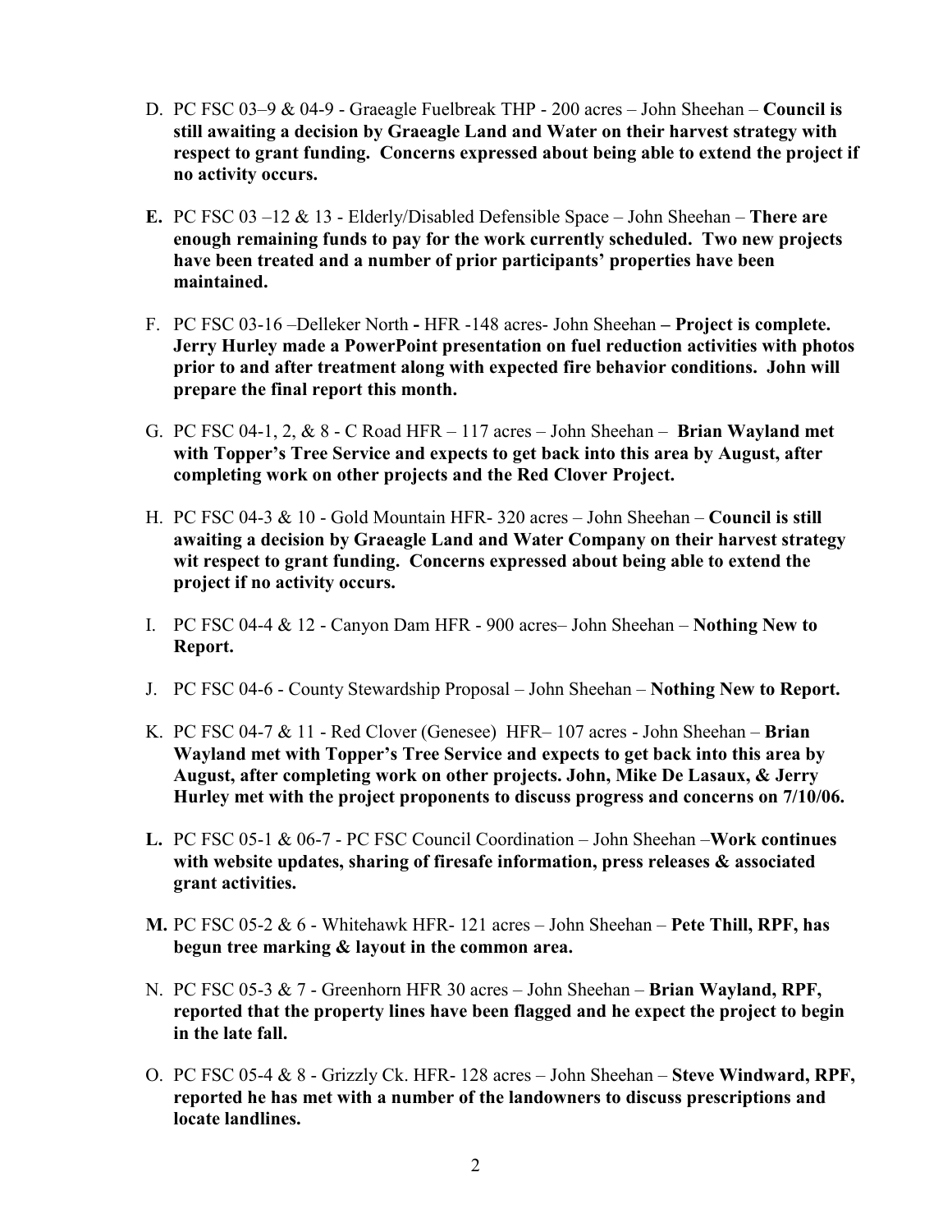D. PC FSC 03–9 & 04-9 - Graeagle Fuelbreak THP - 200 acres – John Sheehan – **Council is still awaiting a decision by Graeagle Land and Water on their harvest strategy with respect to grant funding. Concerns expressed about being able to extend the project if no activity occurs.**

**E.** PC FSC 03 –12 & 13 - Elderly/Disabled Defensible Space – John Sheehan – **There are enough remaining funds to pay for the work currently scheduled. Two new projects have been treated and a number of prior participants' properties have been maintained.**

F. PC FSC 03-16 –Delleker North **-** HFR -148 acres- John Sheehan **– Project is complete. Jerry Hurley made a PowerPoint presentation on fuel reduction activities with photos prior to and after treatment along with expected fire behavior conditions. John will prepare the final report this month.**

G. PC FSC 04-1, 2, & 8 - C Road HFR – 117 acres – John Sheehan – **Brian Wayland met with Topper's Tree Service and expects to get back into this area by August, after completing work on other projects and the Red Clover Project.**

H. PC FSC 04-3 & 10 - Gold Mountain HFR- 320 acres – John Sheehan – **Council is still awaiting a decision by Graeagle Land and Water Company on their harvest strategy wit respect to grant funding. Concerns expressed about being able to extend the project if no activity occurs.**

I. PC FSC 04-4 & 12 - Canyon Dam HFR - 900 acres– John Sheehan – **Nothing New to Report.**

J. PC FSC 04-6 - County Stewardship Proposal – John Sheehan – **Nothing New to Report.**

K. PC FSC 04-7 & 11 - Red Clover (Genesee) HFR– 107 acres - John Sheehan – **Brian Wayland met with Topper's Tree Service and expects to get back into this area by August, after completing work on other projects. John, Mike De Lasaux, & Jerry Hurley met with the project proponents to discuss progress and concerns on 7/10/06.**

**L.** PC FSC 05-1 & 06-7 - PC FSC Council Coordination – John Sheehan –**Work continues with website updates, sharing of firesafe information, press releases & associated grant activities.**

**M.** PC FSC 05-2 & 6 - Whitehawk HFR- 121 acres – John Sheehan – **Pete Thill, RPF, has begun tree marking & layout in the common area.**

N. PC FSC 05-3 & 7 - Greenhorn HFR 30 acres – John Sheehan – **Brian Wayland, RPF, reported that the property lines have been flagged and he expect the project to begin in the late fall.**

O. PC FSC 05-4 & 8 - Grizzly Ck. HFR- 128 acres – John Sheehan – **Steve Windward, RPF, reported he has met with a number of the landowners to discuss prescriptions and locate landlines.**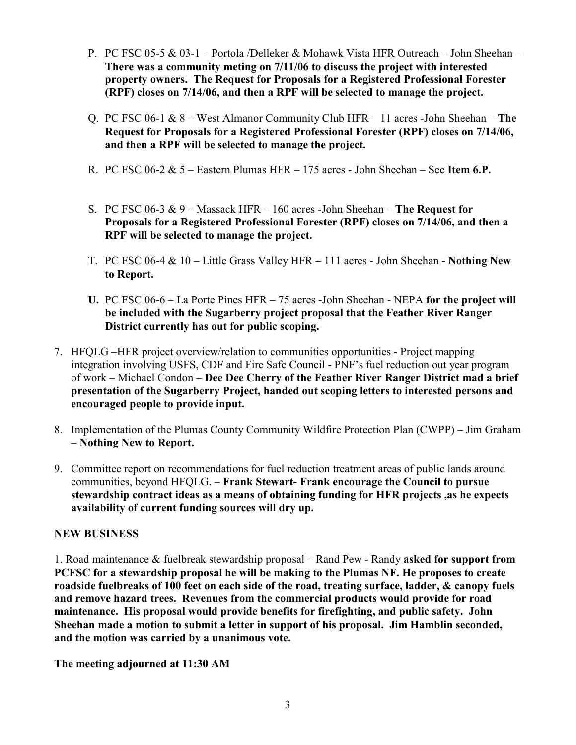P. PC FSC 05-5 & 03-1 – Portola /Delleker & Mohawk Vista HFR Outreach – John Sheehan – **There was a community meting on 7/11/06 to discuss the project with interested property owners. The Request for Proposals for a Registered Professional Forester (RPF) closes on 7/14/06, and then a RPF will be selected to manage the project.**

Q. PC FSC 06-1 & 8 – West Almanor Community Club HFR – 11 acres -John Sheehan – **The Request for Proposals for a Registered Professional Forester (RPF) closes on 7/14/06, and then a RPF will be selected to manage the project.**

R. PC FSC 06-2 & 5 – Eastern Plumas HFR – 175 acres - John Sheehan – See **Item 6.P.**

S. PC FSC 06-3 & 9 – Massack HFR – 160 acres -John Sheehan – **The Request for Proposals for a Registered Professional Forester (RPF) closes on 7/14/06, and then a RPF will be selected to manage the project.**

T. PC FSC 06-4 & 10 – Little Grass Valley HFR – 111 acres - John Sheehan - **Nothing New to Report.**

**U.** PC FSC 06-6 – La Porte Pines HFR – 75 acres -John Sheehan - NEPA **for the project will be included with the Sugarberry project proposal that the Feather River Ranger District currently has out for public scoping.**

7. HFQLG –HFR project overview/relation to communities opportunities - Project mapping integration involving USFS, CDF and Fire Safe Council - PNF's fuel reduction out year program of work – Michael Condon – **Dee Dee Cherry of the Feather River Ranger District mad a brief presentation of the Sugarberry Project, handed out scoping letters to interested persons and encouraged people to provide input.**

8. Implementation of the Plumas County Community Wildfire Protection Plan (CWPP) – Jim Graham – **Nothing New to Report.**

9. Committee report on recommendations for fuel reduction treatment areas of public lands around communities, beyond HFQLG. – **Frank Stewart- Frank encourage the Council to pursue stewardship contract ideas as a means of obtaining funding for HFR projects ,as he expects availability of current funding sources will dry up.**

**NEW BUSINESS**

1. Road maintenance & fuelbreak stewardship proposal – Rand Pew - Randy **asked for support from PCFSC for a stewardship proposal he will be making to the Plumas NF. He proposes to create roadside fuelbreaks of 100 feet on each side of the road, treating surface, ladder, & canopy fuels and remove hazard trees. Revenues from the commercial products would provide for road maintenance. His proposal would provide benefits for firefighting, and public safety. John Sheehan made a motion to submit a letter in support of his proposal. Jim Hamblin seconded, and the motion was carried by a unanimous vote.**

**The meeting adjourned at 11:30 AM**